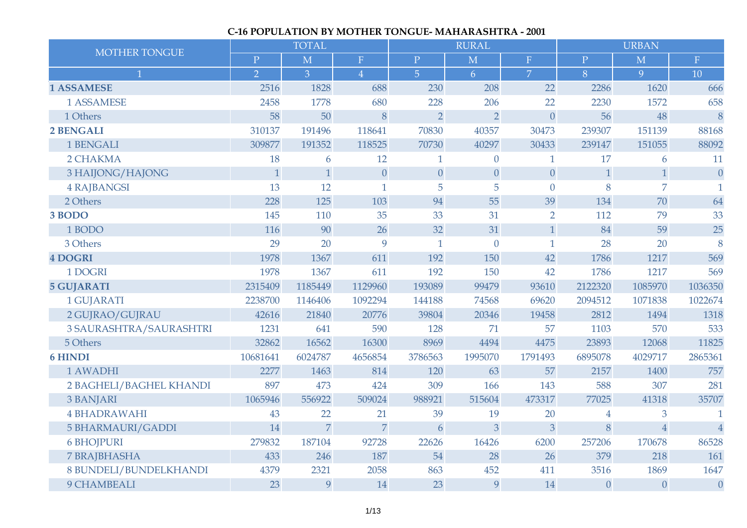## C-16 POPULATION BY MOTHER TONGUE- MAHARASHTRA - 2001

| MOTHER TONGUE | TOTAL | | | RURAL | | | URBAN | | |
|---|---|---|---|---|---|---|---|---|---|
| | P | M | F | P | M | F | P | M | F |
| 1 | 2 | 3 | 4 | 5 | 6 | 7 | 8 | 9 | 10 |
| **1 ASSAMESE** | 2516 | 1828 | 688 | 230 | 208 | 22 | 2286 | 1620 | 666 |
| 1 ASSAMESE | 2458 | 1778 | 680 | 228 | 206 | 22 | 2230 | 1572 | 658 |
| 1 Others | 58 | 50 | 8 | 2 | 2 | 0 | 56 | 48 | 8 |
| **2 BENGALI** | 310137 | 191496 | 118641 | 70830 | 40357 | 30473 | 239307 | 151139 | 88168 |
| 1 BENGALI | 309877 | 191352 | 118525 | 70730 | 40297 | 30433 | 239147 | 151055 | 88092 |
| 2 CHAKMA | 18 | 6 | 12 | 1 | 0 | 1 | 17 | 6 | 11 |
| 3 HAIJONG/HAJONG | 1 | 1 | 0 | 0 | 0 | 0 | 1 | 1 | 0 |
| 4 RAJBANGSI | 13 | 12 | 1 | 5 | 5 | 0 | 8 | 7 | 1 |
| 2 Others | 228 | 125 | 103 | 94 | 55 | 39 | 134 | 70 | 64 |
| **3 BODO** | 145 | 110 | 35 | 33 | 31 | 2 | 112 | 79 | 33 |
| 1 BODO | 116 | 90 | 26 | 32 | 31 | 1 | 84 | 59 | 25 |
| 3 Others | 29 | 20 | 9 | 1 | 0 | 1 | 28 | 20 | 8 |
| **4 DOGRI** | 1978 | 1367 | 611 | 192 | 150 | 42 | 1786 | 1217 | 569 |
| 1 DOGRI | 1978 | 1367 | 611 | 192 | 150 | 42 | 1786 | 1217 | 569 |
| **5 GUJARATI** | 2315409 | 1185449 | 1129960 | 193089 | 99479 | 93610 | 2122320 | 1085970 | 1036350 |
| 1 GUJARATI | 2238700 | 1146406 | 1092294 | 144188 | 74568 | 69620 | 2094512 | 1071838 | 1022674 |
| 2 GUJRAO/GUJRAU | 42616 | 21840 | 20776 | 39804 | 20346 | 19458 | 2812 | 1494 | 1318 |
| 3 SAURASHTRA/SAURASHTRI | 1231 | 641 | 590 | 128 | 71 | 57 | 1103 | 570 | 533 |
| 5 Others | 32862 | 16562 | 16300 | 8969 | 4494 | 4475 | 23893 | 12068 | 11825 |
| **6 HINDI** | 10681641 | 6024787 | 4656854 | 3786563 | 1995070 | 1791493 | 6895078 | 4029717 | 2865361 |
| 1 AWADHI | 2277 | 1463 | 814 | 120 | 63 | 57 | 2157 | 1400 | 757 |
| 2 BAGHELI/BAGHEL KHANDI | 897 | 473 | 424 | 309 | 166 | 143 | 588 | 307 | 281 |
| 3 BANJARI | 1065946 | 556922 | 509024 | 988921 | 515604 | 473317 | 77025 | 41318 | 35707 |
| 4 BHADRAWAHI | 43 | 22 | 21 | 39 | 19 | 20 | 4 | 3 | 1 |
| 5 BHARMAURI/GADDI | 14 | 7 | 7 | 6 | 3 | 3 | 8 | 4 | 4 |
| 6 BHOJPURI | 279832 | 187104 | 92728 | 22626 | 16426 | 6200 | 257206 | 170678 | 86528 |
| 7 BRAJBHASHA | 433 | 246 | 187 | 54 | 28 | 26 | 379 | 218 | 161 |
| 8 BUNDELI/BUNDELKHANDI | 4379 | 2321 | 2058 | 863 | 452 | 411 | 3516 | 1869 | 1647 |
| 9 CHAMBEALI | 23 | 9 | 14 | 23 | 9 | 14 | 0 | 0 | 0 |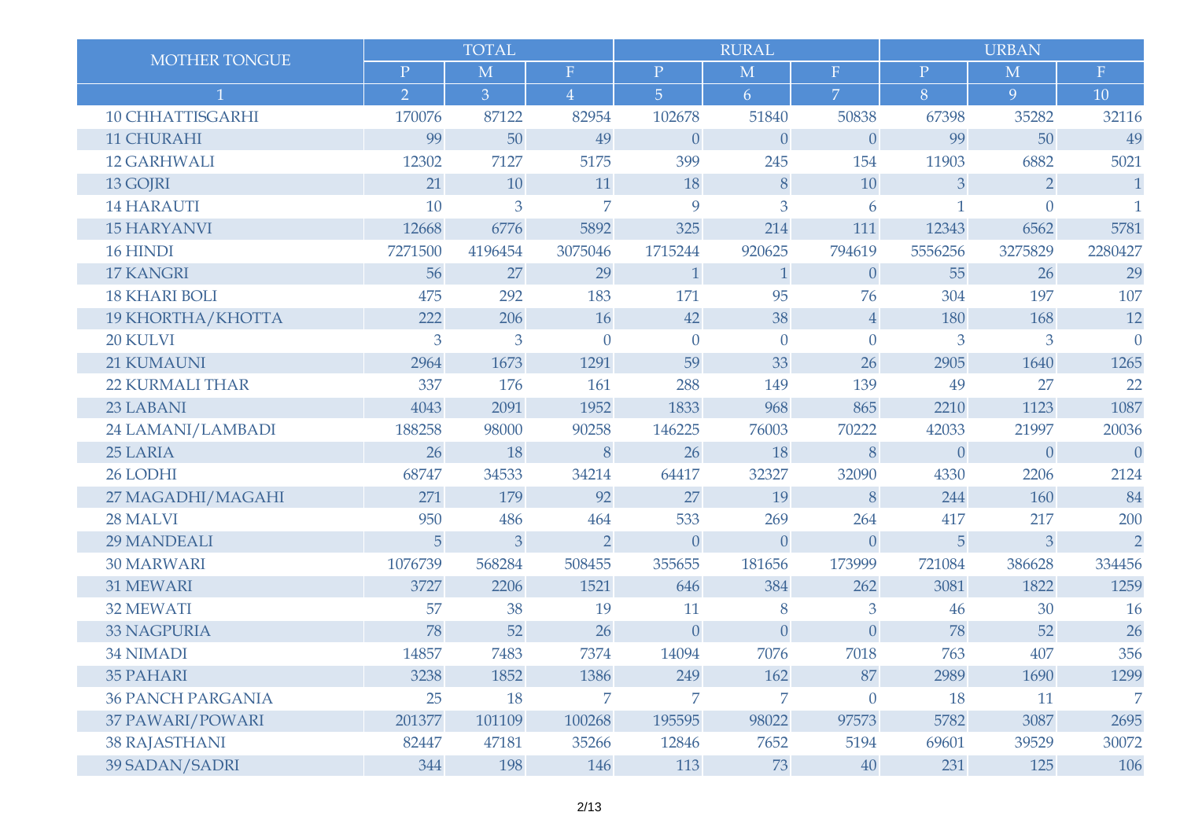| MOTHER TONGUE | TOTAL | | | RURAL | | | URBAN | | |
|---|---|---|---|---|---|---|---|---|---|
| | P | M | F | P | M | F | P | M | F |
| 1 | 2 | 3 | 4 | 5 | 6 | 7 | 8 | 9 | 10 |
| 10 CHHATTISGARHI | 170076 | 87122 | 82954 | 102678 | 51840 | 50838 | 67398 | 35282 | 32116 |
| 11 CHURAHI | 99 | 50 | 49 | 0 | 0 | 0 | 99 | 50 | 49 |
| 12 GARHWALI | 12302 | 7127 | 5175 | 399 | 245 | 154 | 11903 | 6882 | 5021 |
| 13 GOJRI | 21 | 10 | 11 | 18 | 8 | 10 | 3 | 2 | 1 |
| 14 HARAUTI | 10 | 3 | 7 | 9 | 3 | 6 | 1 | 0 | 1 |
| 15 HARYANVI | 12668 | 6776 | 5892 | 325 | 214 | 111 | 12343 | 6562 | 5781 |
| 16 HINDI | 7271500 | 4196454 | 3075046 | 1715244 | 920625 | 794619 | 5556256 | 3275829 | 2280427 |
| 17 KANGRI | 56 | 27 | 29 | 1 | 1 | 0 | 55 | 26 | 29 |
| 18 KHARI BOLI | 475 | 292 | 183 | 171 | 95 | 76 | 304 | 197 | 107 |
| 19 KHORTHA/KHOTTA | 222 | 206 | 16 | 42 | 38 | 4 | 180 | 168 | 12 |
| 20 KULVI | 3 | 3 | 0 | 0 | 0 | 0 | 3 | 3 | 0 |
| 21 KUMAUNI | 2964 | 1673 | 1291 | 59 | 33 | 26 | 2905 | 1640 | 1265 |
| 22 KURMALI THAR | 337 | 176 | 161 | 288 | 149 | 139 | 49 | 27 | 22 |
| 23 LABANI | 4043 | 2091 | 1952 | 1833 | 968 | 865 | 2210 | 1123 | 1087 |
| 24 LAMANI/LAMBADI | 188258 | 98000 | 90258 | 146225 | 76003 | 70222 | 42033 | 21997 | 20036 |
| 25 LARIA | 26 | 18 | 8 | 26 | 18 | 8 | 0 | 0 | 0 |
| 26 LODHI | 68747 | 34533 | 34214 | 64417 | 32327 | 32090 | 4330 | 2206 | 2124 |
| 27 MAGADHI/MAGAHI | 271 | 179 | 92 | 27 | 19 | 8 | 244 | 160 | 84 |
| 28 MALVI | 950 | 486 | 464 | 533 | 269 | 264 | 417 | 217 | 200 |
| 29 MANDEALI | 5 | 3 | 2 | 0 | 0 | 0 | 5 | 3 | 2 |
| 30 MARWARI | 1076739 | 568284 | 508455 | 355655 | 181656 | 173999 | 721084 | 386628 | 334456 |
| 31 MEWARI | 3727 | 2206 | 1521 | 646 | 384 | 262 | 3081 | 1822 | 1259 |
| 32 MEWATI | 57 | 38 | 19 | 11 | 8 | 3 | 46 | 30 | 16 |
| 33 NAGPURIA | 78 | 52 | 26 | 0 | 0 | 0 | 78 | 52 | 26 |
| 34 NIMADI | 14857 | 7483 | 7374 | 14094 | 7076 | 7018 | 763 | 407 | 356 |
| 35 PAHARI | 3238 | 1852 | 1386 | 249 | 162 | 87 | 2989 | 1690 | 1299 |
| 36 PANCH PARGANIA | 25 | 18 | 7 | 7 | 7 | 0 | 18 | 11 | 7 |
| 37 PAWARI/POWARI | 201377 | 101109 | 100268 | 195595 | 98022 | 97573 | 5782 | 3087 | 2695 |
| 38 RAJASTHANI | 82447 | 47181 | 35266 | 12846 | 7652 | 5194 | 69601 | 39529 | 30072 |
| 39 SADAN/SADRI | 344 | 198 | 146 | 113 | 73 | 40 | 231 | 125 | 106 |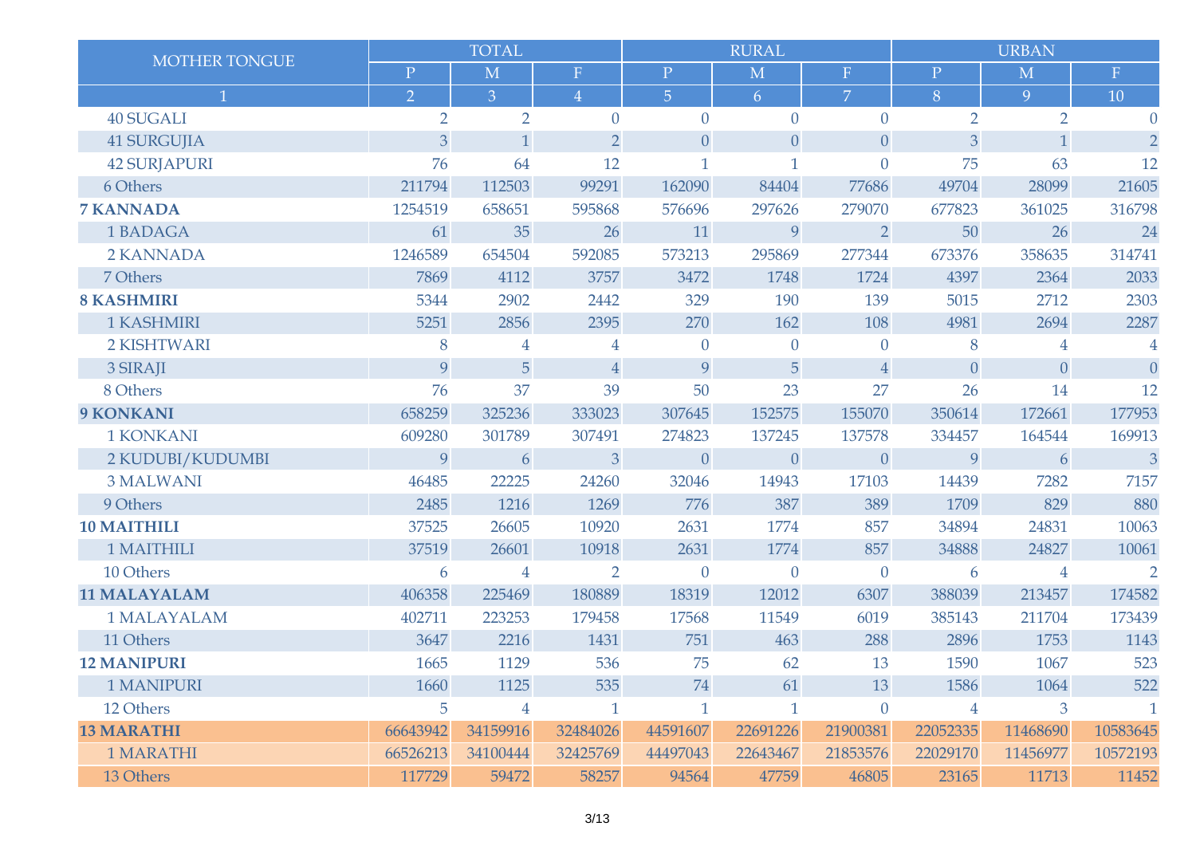| MOTHER TONGUE | TOTAL | | | RURAL | | | URBAN | | |
|---|---|---|---|---|---|---|---|---|---|
| | P | M | F | P | M | F | P | M | F |
| 1 | 2 | 3 | 4 | 5 | 6 | 7 | 8 | 9 | 10 |
| 40 SUGALI | 2 | 2 | 0 | 0 | 0 | 0 | 2 | 2 | 0 |
| 41 SURGUJIA | 3 | 1 | 2 | 0 | 0 | 0 | 3 | 1 | 2 |
| 42 SURJAPURI | 76 | 64 | 12 | 1 | 1 | 0 | 75 | 63 | 12 |
| 6 Others | 211794 | 112503 | 99291 | 162090 | 84404 | 77686 | 49704 | 28099 | 21605 |
| **7 KANNADA** | 1254519 | 658651 | 595868 | 576696 | 297626 | 279070 | 677823 | 361025 | 316798 |
| 1 BADAGA | 61 | 35 | 26 | 11 | 9 | 2 | 50 | 26 | 24 |
| 2 KANNADA | 1246589 | 654504 | 592085 | 573213 | 295869 | 277344 | 673376 | 358635 | 314741 |
| 7 Others | 7869 | 4112 | 3757 | 3472 | 1748 | 1724 | 4397 | 2364 | 2033 |
| **8 KASHMIRI** | 5344 | 2902 | 2442 | 329 | 190 | 139 | 5015 | 2712 | 2303 |
| 1 KASHMIRI | 5251 | 2856 | 2395 | 270 | 162 | 108 | 4981 | 2694 | 2287 |
| 2 KISHTWARI | 8 | 4 | 4 | 0 | 0 | 0 | 8 | 4 | 4 |
| 3 SIRAJI | 9 | 5 | 4 | 9 | 5 | 4 | 0 | 0 | 0 |
| 8 Others | 76 | 37 | 39 | 50 | 23 | 27 | 26 | 14 | 12 |
| **9 KONKANI** | 658259 | 325236 | 333023 | 307645 | 152575 | 155070 | 350614 | 172661 | 177953 |
| 1 KONKANI | 609280 | 301789 | 307491 | 274823 | 137245 | 137578 | 334457 | 164544 | 169913 |
| 2 KUDUBI/KUDUMBI | 9 | 6 | 3 | 0 | 0 | 0 | 9 | 6 | 3 |
| 3 MALWANI | 46485 | 22225 | 24260 | 32046 | 14943 | 17103 | 14439 | 7282 | 7157 |
| 9 Others | 2485 | 1216 | 1269 | 776 | 387 | 389 | 1709 | 829 | 880 |
| **10 MAITHILI** | 37525 | 26605 | 10920 | 2631 | 1774 | 857 | 34894 | 24831 | 10063 |
| 1 MAITHILI | 37519 | 26601 | 10918 | 2631 | 1774 | 857 | 34888 | 24827 | 10061 |
| 10 Others | 6 | 4 | 2 | 0 | 0 | 0 | 6 | 4 | 2 |
| **11 MALAYALAM** | 406358 | 225469 | 180889 | 18319 | 12012 | 6307 | 388039 | 213457 | 174582 |
| 1 MALAYALAM | 402711 | 223253 | 179458 | 17568 | 11549 | 6019 | 385143 | 211704 | 173439 |
| 11 Others | 3647 | 2216 | 1431 | 751 | 463 | 288 | 2896 | 1753 | 1143 |
| **12 MANIPURI** | 1665 | 1129 | 536 | 75 | 62 | 13 | 1590 | 1067 | 523 |
| 1 MANIPURI | 1660 | 1125 | 535 | 74 | 61 | 13 | 1586 | 1064 | 522 |
| 12 Others | 5 | 4 | 1 | 1 | 1 | 0 | 4 | 3 | 1 |
| **13 MARATHI** | 66643942 | 34159916 | 32484026 | 44591607 | 22691226 | 21900381 | 22052335 | 11468690 | 10583645 |
| 1 MARATHI | 66526213 | 34100444 | 32425769 | 44497043 | 22643467 | 21853576 | 22029170 | 11456977 | 10572193 |
| 13 Others | 117729 | 59472 | 58257 | 94564 | 47759 | 46805 | 23165 | 11713 | 11452 |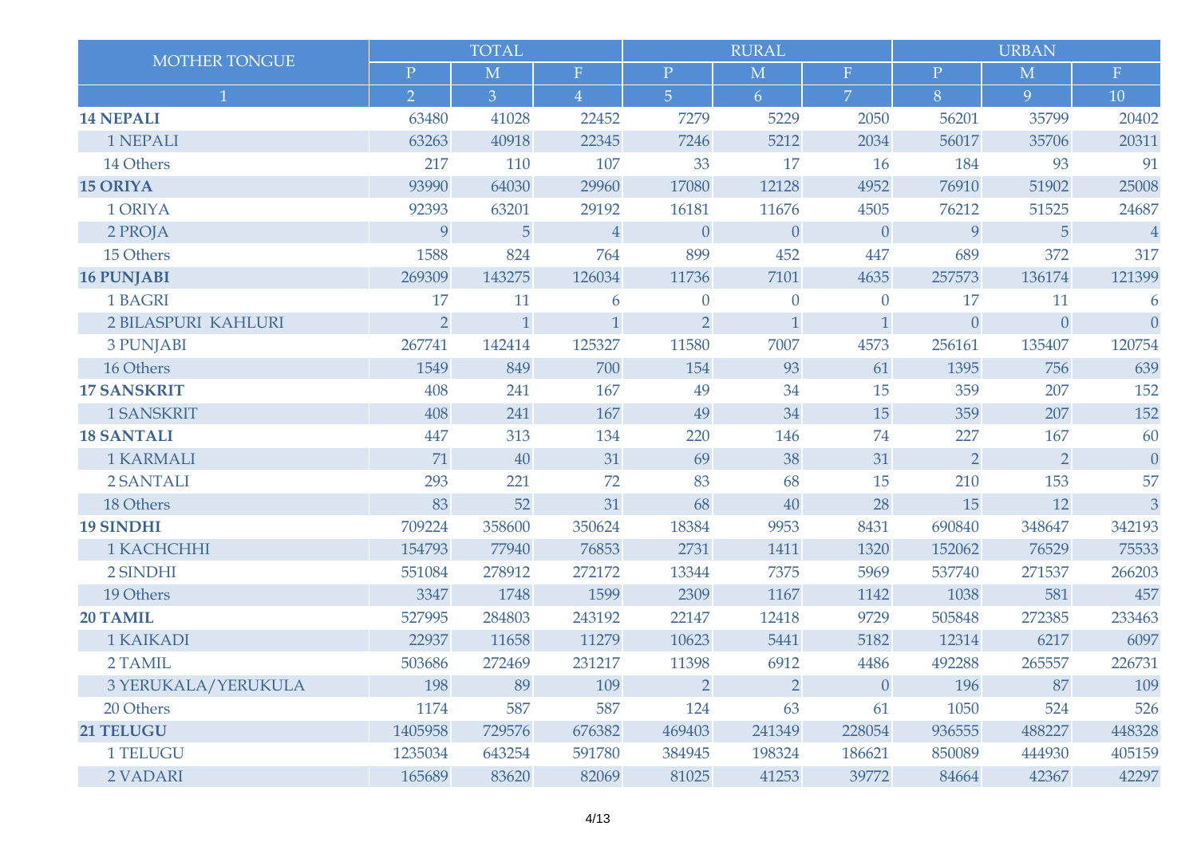| MOTHER TONGUE | TOTAL | | | RURAL | | | URBAN | | |
|---|---|---|---|---|---|---|---|---|---|
| | P | M | F | P | M | F | P | M | F |
| 1 | 2 | 3 | 4 | 5 | 6 | 7 | 8 | 9 | 10 |
| **14 NEPALI** | 63480 | 41028 | 22452 | 7279 | 5229 | 2050 | 56201 | 35799 | 20402 |
| 1 NEPALI | 63263 | 40918 | 22345 | 7246 | 5212 | 2034 | 56017 | 35706 | 20311 |
| 14 Others | 217 | 110 | 107 | 33 | 17 | 16 | 184 | 93 | 91 |
| **15 ORIYA** | 93990 | 64030 | 29960 | 17080 | 12128 | 4952 | 76910 | 51902 | 25008 |
| 1 ORIYA | 92393 | 63201 | 29192 | 16181 | 11676 | 4505 | 76212 | 51525 | 24687 |
| 2 PROJA | 9 | 5 | 4 | 0 | 0 | 0 | 9 | 5 | 4 |
| 15 Others | 1588 | 824 | 764 | 899 | 452 | 447 | 689 | 372 | 317 |
| **16 PUNJABI** | 269309 | 143275 | 126034 | 11736 | 7101 | 4635 | 257573 | 136174 | 121399 |
| 1 BAGRI | 17 | 11 | 6 | 0 | 0 | 0 | 17 | 11 | 6 |
| 2 BILASPURI KAHLURI | 2 | 1 | 1 | 2 | 1 | 1 | 0 | 0 | 0 |
| 3 PUNJABI | 267741 | 142414 | 125327 | 11580 | 7007 | 4573 | 256161 | 135407 | 120754 |
| 16 Others | 1549 | 849 | 700 | 154 | 93 | 61 | 1395 | 756 | 639 |
| **17 SANSKRIT** | 408 | 241 | 167 | 49 | 34 | 15 | 359 | 207 | 152 |
| 1 SANSKRIT | 408 | 241 | 167 | 49 | 34 | 15 | 359 | 207 | 152 |
| **18 SANTALI** | 447 | 313 | 134 | 220 | 146 | 74 | 227 | 167 | 60 |
| 1 KARMALI | 71 | 40 | 31 | 69 | 38 | 31 | 2 | 2 | 0 |
| 2 SANTALI | 293 | 221 | 72 | 83 | 68 | 15 | 210 | 153 | 57 |
| 18 Others | 83 | 52 | 31 | 68 | 40 | 28 | 15 | 12 | 3 |
| **19 SINDHI** | 709224 | 358600 | 350624 | 18384 | 9953 | 8431 | 690840 | 348647 | 342193 |
| 1 KACHCHHI | 154793 | 77940 | 76853 | 2731 | 1411 | 1320 | 152062 | 76529 | 75533 |
| 2 SINDHI | 551084 | 278912 | 272172 | 13344 | 7375 | 5969 | 537740 | 271537 | 266203 |
| 19 Others | 3347 | 1748 | 1599 | 2309 | 1167 | 1142 | 1038 | 581 | 457 |
| **20 TAMIL** | 527995 | 284803 | 243192 | 22147 | 12418 | 9729 | 505848 | 272385 | 233463 |
| 1 KAIKADI | 22937 | 11658 | 11279 | 10623 | 5441 | 5182 | 12314 | 6217 | 6097 |
| 2 TAMIL | 503686 | 272469 | 231217 | 11398 | 6912 | 4486 | 492288 | 265557 | 226731 |
| 3 YERUKALA/YERUKULA | 198 | 89 | 109 | 2 | 2 | 0 | 196 | 87 | 109 |
| 20 Others | 1174 | 587 | 587 | 124 | 63 | 61 | 1050 | 524 | 526 |
| **21 TELUGU** | 1405958 | 729576 | 676382 | 469403 | 241349 | 228054 | 936555 | 488227 | 448328 |
| 1 TELUGU | 1235034 | 643254 | 591780 | 384945 | 198324 | 186621 | 850089 | 444930 | 405159 |
| 2 VADARI | 165689 | 83620 | 82069 | 81025 | 41253 | 39772 | 84664 | 42367 | 42297 |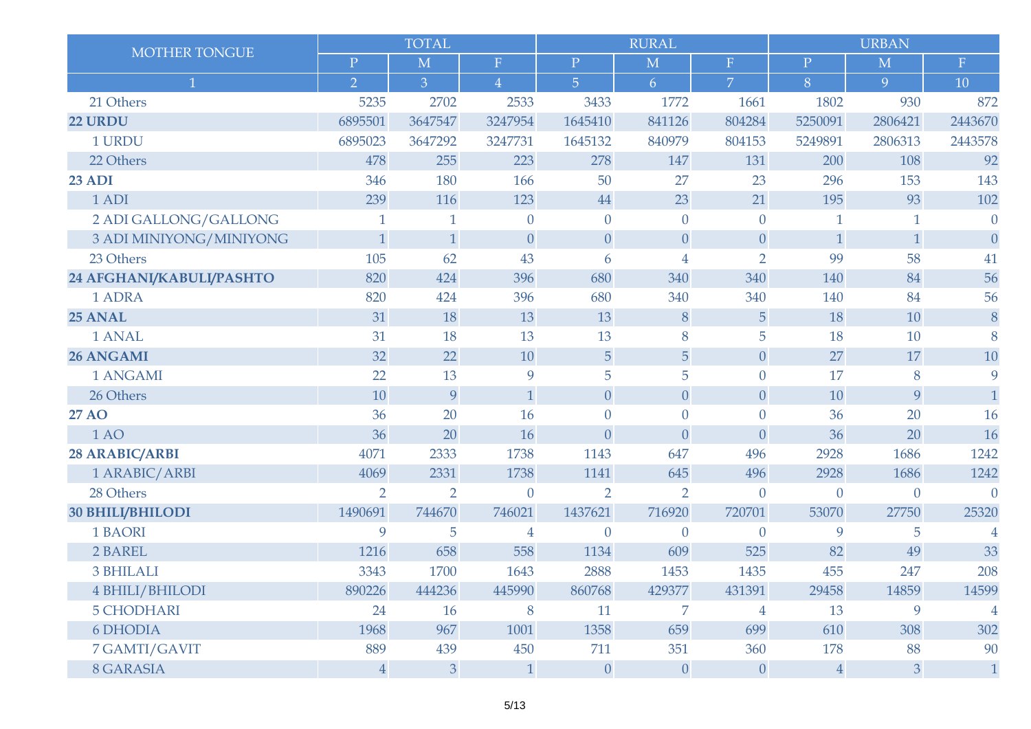| MOTHER TONGUE | TOTAL | | | RURAL | | | URBAN | | |
|---|---|---|---|---|---|---|---|---|---|
| | P | M | F | P | M | F | P | M | F |
| 1 | 2 | 3 | 4 | 5 | 6 | 7 | 8 | 9 | 10 |
| 21 Others | 5235 | 2702 | 2533 | 3433 | 1772 | 1661 | 1802 | 930 | 872 |
| **22 URDU** | 6895501 | 3647547 | 3247954 | 1645410 | 841126 | 804284 | 5250091 | 2806421 | 2443670 |
| 1 URDU | 6895023 | 3647292 | 3247731 | 1645132 | 840979 | 804153 | 5249891 | 2806313 | 2443578 |
| 22 Others | 478 | 255 | 223 | 278 | 147 | 131 | 200 | 108 | 92 |
| **23 ADI** | 346 | 180 | 166 | 50 | 27 | 23 | 296 | 153 | 143 |
| 1 ADI | 239 | 116 | 123 | 44 | 23 | 21 | 195 | 93 | 102 |
| 2 ADI GALLONG/GALLONG | 1 | 1 | 0 | 0 | 0 | 0 | 1 | 1 | 0 |
| 3 ADI MINIYONG/MINIYONG | 1 | 1 | 0 | 0 | 0 | 0 | 1 | 1 | 0 |
| 23 Others | 105 | 62 | 43 | 6 | 4 | 2 | 99 | 58 | 41 |
| **24 AFGHANI/KABULI/PASHTO** | 820 | 424 | 396 | 680 | 340 | 340 | 140 | 84 | 56 |
| 1 ADRA | 820 | 424 | 396 | 680 | 340 | 340 | 140 | 84 | 56 |
| **25 ANAL** | 31 | 18 | 13 | 13 | 8 | 5 | 18 | 10 | 8 |
| 1 ANAL | 31 | 18 | 13 | 13 | 8 | 5 | 18 | 10 | 8 |
| **26 ANGAMI** | 32 | 22 | 10 | 5 | 5 | 0 | 27 | 17 | 10 |
| 1 ANGAMI | 22 | 13 | 9 | 5 | 5 | 0 | 17 | 8 | 9 |
| 26 Others | 10 | 9 | 1 | 0 | 0 | 0 | 10 | 9 | 1 |
| **27 AO** | 36 | 20 | 16 | 0 | 0 | 0 | 36 | 20 | 16 |
| 1 AO | 36 | 20 | 16 | 0 | 0 | 0 | 36 | 20 | 16 |
| **28 ARABIC/ARBI** | 4071 | 2333 | 1738 | 1143 | 647 | 496 | 2928 | 1686 | 1242 |
| 1 ARABIC/ARBI | 4069 | 2331 | 1738 | 1141 | 645 | 496 | 2928 | 1686 | 1242 |
| 28 Others | 2 | 2 | 0 | 2 | 2 | 0 | 0 | 0 | 0 |
| **30 BHILI/BHILODI** | 1490691 | 744670 | 746021 | 1437621 | 716920 | 720701 | 53070 | 27750 | 25320 |
| 1 BAORI | 9 | 5 | 4 | 0 | 0 | 0 | 9 | 5 | 4 |
| 2 BAREL | 1216 | 658 | 558 | 1134 | 609 | 525 | 82 | 49 | 33 |
| 3 BHILALI | 3343 | 1700 | 1643 | 2888 | 1453 | 1435 | 455 | 247 | 208 |
| 4 BHILI/BHILODI | 890226 | 444236 | 445990 | 860768 | 429377 | 431391 | 29458 | 14859 | 14599 |
| 5 CHODHARI | 24 | 16 | 8 | 11 | 7 | 4 | 13 | 9 | 4 |
| 6 DHODIA | 1968 | 967 | 1001 | 1358 | 659 | 699 | 610 | 308 | 302 |
| 7 GAMTI/GAVIT | 889 | 439 | 450 | 711 | 351 | 360 | 178 | 88 | 90 |
| 8 GARASIA | 4 | 3 | 1 | 0 | 0 | 0 | 4 | 3 | 1 |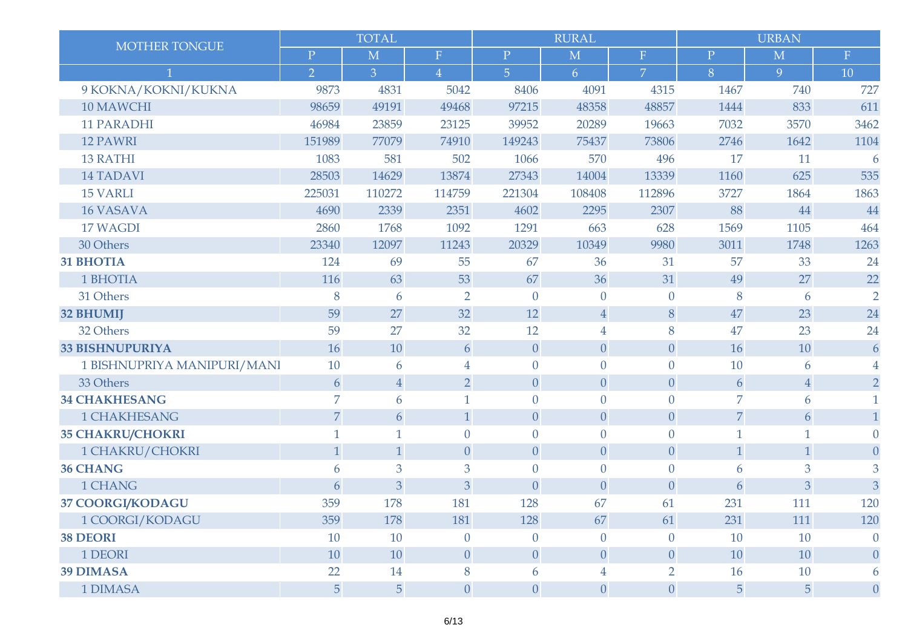| MOTHER TONGUE | TOTAL | | | RURAL | | | URBAN | | |
|---|---|---|---|---|---|---|---|---|---|
| | P | M | F | P | M | F | P | M | F |
| 1 | 2 | 3 | 4 | 5 | 6 | 7 | 8 | 9 | 10 |
| 9 KOKNA/KOKNI/KUKNA | 9873 | 4831 | 5042 | 8406 | 4091 | 4315 | 1467 | 740 | 727 |
| 10 MAWCHI | 98659 | 49191 | 49468 | 97215 | 48358 | 48857 | 1444 | 833 | 611 |
| 11 PARADHI | 46984 | 23859 | 23125 | 39952 | 20289 | 19663 | 7032 | 3570 | 3462 |
| 12 PAWRI | 151989 | 77079 | 74910 | 149243 | 75437 | 73806 | 2746 | 1642 | 1104 |
| 13 RATHI | 1083 | 581 | 502 | 1066 | 570 | 496 | 17 | 11 | 6 |
| 14 TADAVI | 28503 | 14629 | 13874 | 27343 | 14004 | 13339 | 1160 | 625 | 535 |
| 15 VARLI | 225031 | 110272 | 114759 | 221304 | 108408 | 112896 | 3727 | 1864 | 1863 |
| 16 VASAVA | 4690 | 2339 | 2351 | 4602 | 2295 | 2307 | 88 | 44 | 44 |
| 17 WAGDI | 2860 | 1768 | 1092 | 1291 | 663 | 628 | 1569 | 1105 | 464 |
| 30 Others | 23340 | 12097 | 11243 | 20329 | 10349 | 9980 | 3011 | 1748 | 1263 |
| **31 BHOTIA** | 124 | 69 | 55 | 67 | 36 | 31 | 57 | 33 | 24 |
| 1 BHOTIA | 116 | 63 | 53 | 67 | 36 | 31 | 49 | 27 | 22 |
| 31 Others | 8 | 6 | 2 | 0 | 0 | 0 | 8 | 6 | 2 |
| **32 BHUMIJ** | 59 | 27 | 32 | 12 | 4 | 8 | 47 | 23 | 24 |
| 32 Others | 59 | 27 | 32 | 12 | 4 | 8 | 47 | 23 | 24 |
| **33 BISHNUPURIYA** | 16 | 10 | 6 | 0 | 0 | 0 | 16 | 10 | 6 |
| 1 BISHNUPRIYA MANIPURI/MANI | 10 | 6 | 4 | 0 | 0 | 0 | 10 | 6 | 4 |
| 33 Others | 6 | 4 | 2 | 0 | 0 | 0 | 6 | 4 | 2 |
| **34 CHAKHESANG** | 7 | 6 | 1 | 0 | 0 | 0 | 7 | 6 | 1 |
| 1 CHAKHESANG | 7 | 6 | 1 | 0 | 0 | 0 | 7 | 6 | 1 |
| **35 CHAKRU/CHOKRI** | 1 | 1 | 0 | 0 | 0 | 0 | 1 | 1 | 0 |
| 1 CHAKRU/CHOKRI | 1 | 1 | 0 | 0 | 0 | 0 | 1 | 1 | 0 |
| **36 CHANG** | 6 | 3 | 3 | 0 | 0 | 0 | 6 | 3 | 3 |
| 1 CHANG | 6 | 3 | 3 | 0 | 0 | 0 | 6 | 3 | 3 |
| **37 COORGI/KODAGU** | 359 | 178 | 181 | 128 | 67 | 61 | 231 | 111 | 120 |
| 1 COORGI/KODAGU | 359 | 178 | 181 | 128 | 67 | 61 | 231 | 111 | 120 |
| **38 DEORI** | 10 | 10 | 0 | 0 | 0 | 0 | 10 | 10 | 0 |
| 1 DEORI | 10 | 10 | 0 | 0 | 0 | 0 | 10 | 10 | 0 |
| **39 DIMASA** | 22 | 14 | 8 | 6 | 4 | 2 | 16 | 10 | 6 |
| 1 DIMASA | 5 | 5 | 0 | 0 | 0 | 0 | 5 | 5 | 0 |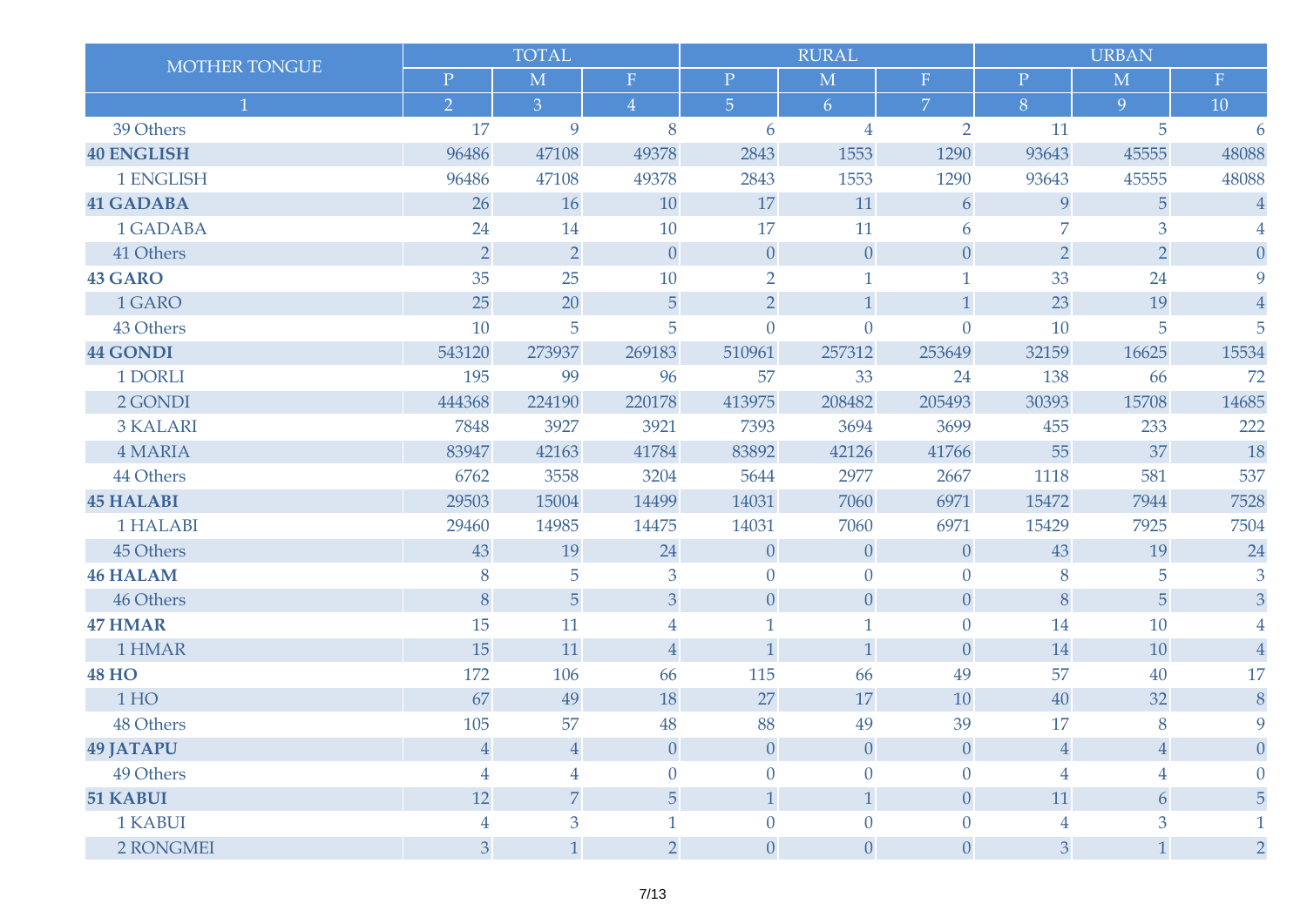| MOTHER TONGUE | TOTAL | | | RURAL | | | URBAN | | |
|---|---|---|---|---|---|---|---|---|---|
| | P | M | F | P | M | F | P | M | F |
| 1 | 2 | 3 | 4 | 5 | 6 | 7 | 8 | 9 | 10 |
| 39 Others | 17 | 9 | 8 | 6 | 4 | 2 | 11 | 5 | 6 |
| **40 ENGLISH** | 96486 | 47108 | 49378 | 2843 | 1553 | 1290 | 93643 | 45555 | 48088 |
| 1 ENGLISH | 96486 | 47108 | 49378 | 2843 | 1553 | 1290 | 93643 | 45555 | 48088 |
| **41 GADABA** | 26 | 16 | 10 | 17 | 11 | 6 | 9 | 5 | 4 |
| 1 GADABA | 24 | 14 | 10 | 17 | 11 | 6 | 7 | 3 | 4 |
| 41 Others | 2 | 2 | 0 | 0 | 0 | 0 | 2 | 2 | 0 |
| **43 GARO** | 35 | 25 | 10 | 2 | 1 | 1 | 33 | 24 | 9 |
| 1 GARO | 25 | 20 | 5 | 2 | 1 | 1 | 23 | 19 | 4 |
| 43 Others | 10 | 5 | 5 | 0 | 0 | 0 | 10 | 5 | 5 |
| **44 GONDI** | 543120 | 273937 | 269183 | 510961 | 257312 | 253649 | 32159 | 16625 | 15534 |
| 1 DORLI | 195 | 99 | 96 | 57 | 33 | 24 | 138 | 66 | 72 |
| 2 GONDI | 444368 | 224190 | 220178 | 413975 | 208482 | 205493 | 30393 | 15708 | 14685 |
| 3 KALARI | 7848 | 3927 | 3921 | 7393 | 3694 | 3699 | 455 | 233 | 222 |
| 4 MARIA | 83947 | 42163 | 41784 | 83892 | 42126 | 41766 | 55 | 37 | 18 |
| 44 Others | 6762 | 3558 | 3204 | 5644 | 2977 | 2667 | 1118 | 581 | 537 |
| **45 HALABI** | 29503 | 15004 | 14499 | 14031 | 7060 | 6971 | 15472 | 7944 | 7528 |
| 1 HALABI | 29460 | 14985 | 14475 | 14031 | 7060 | 6971 | 15429 | 7925 | 7504 |
| 45 Others | 43 | 19 | 24 | 0 | 0 | 0 | 43 | 19 | 24 |
| **46 HALAM** | 8 | 5 | 3 | 0 | 0 | 0 | 8 | 5 | 3 |
| 46 Others | 8 | 5 | 3 | 0 | 0 | 0 | 8 | 5 | 3 |
| **47 HMAR** | 15 | 11 | 4 | 1 | 1 | 0 | 14 | 10 | 4 |
| 1 HMAR | 15 | 11 | 4 | 1 | 1 | 0 | 14 | 10 | 4 |
| **48 HO** | 172 | 106 | 66 | 115 | 66 | 49 | 57 | 40 | 17 |
| 1 HO | 67 | 49 | 18 | 27 | 17 | 10 | 40 | 32 | 8 |
| 48 Others | 105 | 57 | 48 | 88 | 49 | 39 | 17 | 8 | 9 |
| **49 JATAPU** | 4 | 4 | 0 | 0 | 0 | 0 | 4 | 4 | 0 |
| 49 Others | 4 | 4 | 0 | 0 | 0 | 0 | 4 | 4 | 0 |
| **51 KABUI** | 12 | 7 | 5 | 1 | 1 | 0 | 11 | 6 | 5 |
| 1 KABUI | 4 | 3 | 1 | 0 | 0 | 0 | 4 | 3 | 1 |
| 2 RONGMEI | 3 | 1 | 2 | 0 | 0 | 0 | 3 | 1 | 2 |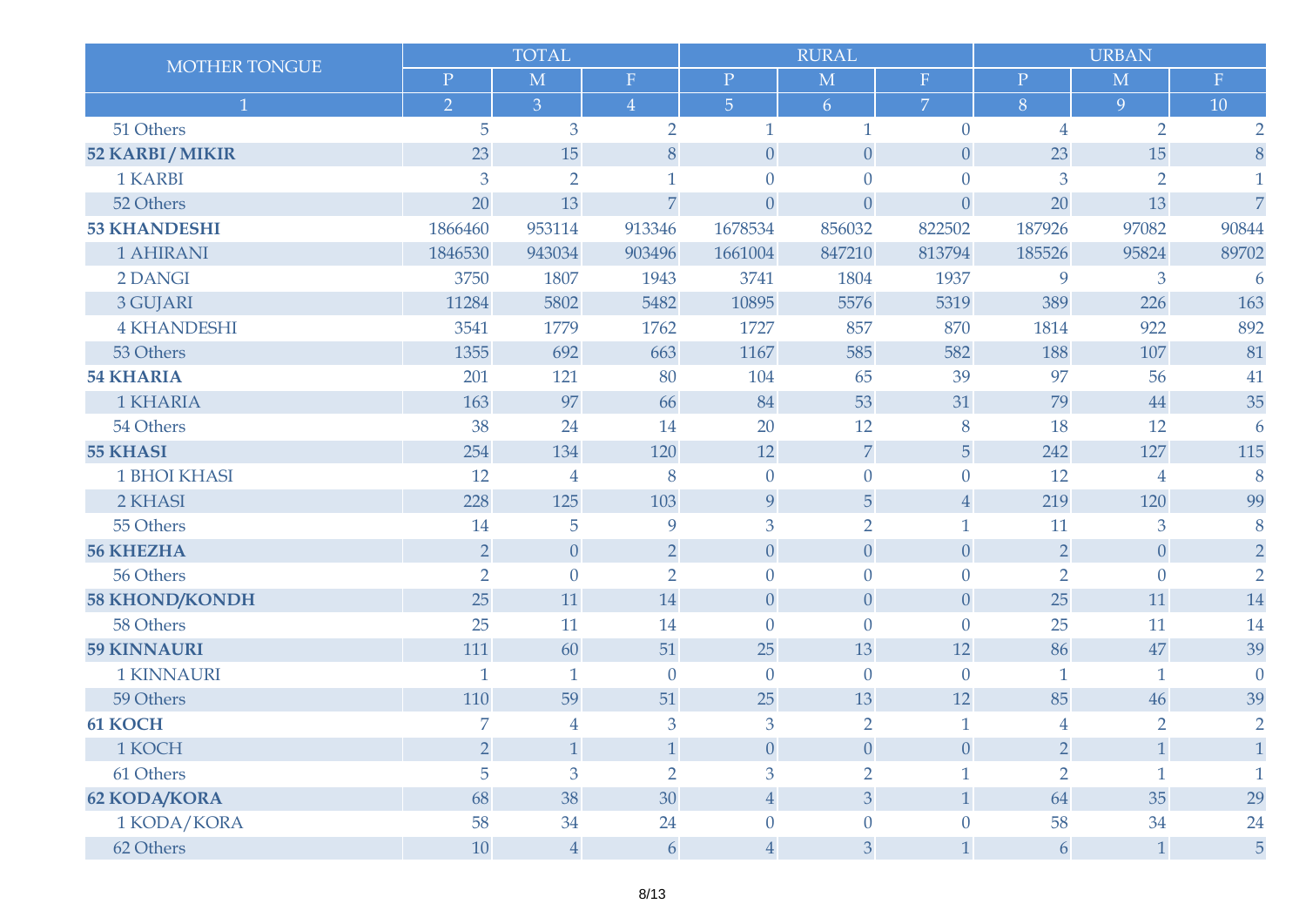| MOTHER TONGUE | TOTAL | | | RURAL | | | URBAN | | |
|---|---|---|---|---|---|---|---|---|---|
| | P | M | F | P | M | F | P | M | F |
| 1 | 2 | 3 | 4 | 5 | 6 | 7 | 8 | 9 | 10 |
| 51 Others | 5 | 3 | 2 | 1 | 1 | 0 | 4 | 2 | 2 |
| **52 KARBI / MIKIR** | 23 | 15 | 8 | 0 | 0 | 0 | 23 | 15 | 8 |
| 1 KARBI | 3 | 2 | 1 | 0 | 0 | 0 | 3 | 2 | 1 |
| 52 Others | 20 | 13 | 7 | 0 | 0 | 0 | 20 | 13 | 7 |
| **53 KHANDESHI** | 1866460 | 953114 | 913346 | 1678534 | 856032 | 822502 | 187926 | 97082 | 90844 |
| 1 AHIRANI | 1846530 | 943034 | 903496 | 1661004 | 847210 | 813794 | 185526 | 95824 | 89702 |
| 2 DANGI | 3750 | 1807 | 1943 | 3741 | 1804 | 1937 | 9 | 3 | 6 |
| 3 GUJARI | 11284 | 5802 | 5482 | 10895 | 5576 | 5319 | 389 | 226 | 163 |
| 4 KHANDESHI | 3541 | 1779 | 1762 | 1727 | 857 | 870 | 1814 | 922 | 892 |
| 53 Others | 1355 | 692 | 663 | 1167 | 585 | 582 | 188 | 107 | 81 |
| **54 KHARIA** | 201 | 121 | 80 | 104 | 65 | 39 | 97 | 56 | 41 |
| 1 KHARIA | 163 | 97 | 66 | 84 | 53 | 31 | 79 | 44 | 35 |
| 54 Others | 38 | 24 | 14 | 20 | 12 | 8 | 18 | 12 | 6 |
| **55 KHASI** | 254 | 134 | 120 | 12 | 7 | 5 | 242 | 127 | 115 |
| 1 BHOI KHASI | 12 | 4 | 8 | 0 | 0 | 0 | 12 | 4 | 8 |
| 2 KHASI | 228 | 125 | 103 | 9 | 5 | 4 | 219 | 120 | 99 |
| 55 Others | 14 | 5 | 9 | 3 | 2 | 1 | 11 | 3 | 8 |
| **56 KHEZHA** | 2 | 0 | 2 | 0 | 0 | 0 | 2 | 0 | 2 |
| 56 Others | 2 | 0 | 2 | 0 | 0 | 0 | 2 | 0 | 2 |
| **58 KHOND/KONDH** | 25 | 11 | 14 | 0 | 0 | 0 | 25 | 11 | 14 |
| 58 Others | 25 | 11 | 14 | 0 | 0 | 0 | 25 | 11 | 14 |
| **59 KINNAURI** | 111 | 60 | 51 | 25 | 13 | 12 | 86 | 47 | 39 |
| 1 KINNAURI | 1 | 1 | 0 | 0 | 0 | 0 | 1 | 1 | 0 |
| 59 Others | 110 | 59 | 51 | 25 | 13 | 12 | 85 | 46 | 39 |
| **61 KOCH** | 7 | 4 | 3 | 3 | 2 | 1 | 4 | 2 | 2 |
| 1 KOCH | 2 | 1 | 1 | 0 | 0 | 0 | 2 | 1 | 1 |
| 61 Others | 5 | 3 | 2 | 3 | 2 | 1 | 2 | 1 | 1 |
| **62 KODA/KORA** | 68 | 38 | 30 | 4 | 3 | 1 | 64 | 35 | 29 |
| 1 KODA/KORA | 58 | 34 | 24 | 0 | 0 | 0 | 58 | 34 | 24 |
| 62 Others | 10 | 4 | 6 | 4 | 3 | 1 | 6 | 1 | 5 |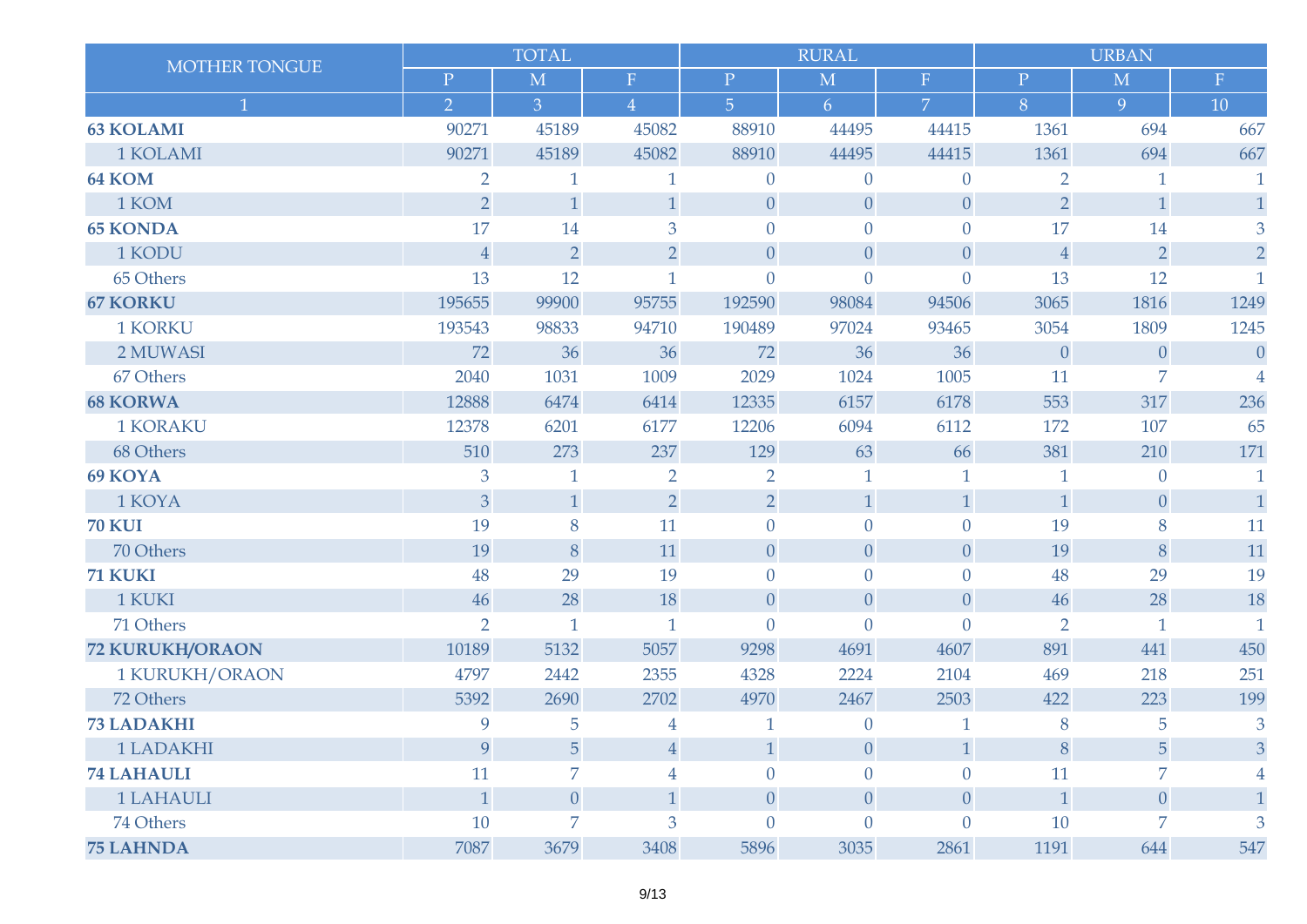| MOTHER TONGUE | TOTAL | | | RURAL | | | URBAN | | |
|---|---|---|---|---|---|---|---|---|---|
| | P | M | F | P | M | F | P | M | F |
| 1 | 2 | 3 | 4 | 5 | 6 | 7 | 8 | 9 | 10 |
| **63 KOLAMI** | 90271 | 45189 | 45082 | 88910 | 44495 | 44415 | 1361 | 694 | 667 |
| 1 KOLAMI | 90271 | 45189 | 45082 | 88910 | 44495 | 44415 | 1361 | 694 | 667 |
| **64 KOM** | 2 | 1 | 1 | 0 | 0 | 0 | 2 | 1 | 1 |
| 1 KOM | 2 | 1 | 1 | 0 | 0 | 0 | 2 | 1 | 1 |
| **65 KONDA** | 17 | 14 | 3 | 0 | 0 | 0 | 17 | 14 | 3 |
| 1 KODU | 4 | 2 | 2 | 0 | 0 | 0 | 4 | 2 | 2 |
| 65 Others | 13 | 12 | 1 | 0 | 0 | 0 | 13 | 12 | 1 |
| **67 KORKU** | 195655 | 99900 | 95755 | 192590 | 98084 | 94506 | 3065 | 1816 | 1249 |
| 1 KORKU | 193543 | 98833 | 94710 | 190489 | 97024 | 93465 | 3054 | 1809 | 1245 |
| 2 MUWASI | 72 | 36 | 36 | 72 | 36 | 36 | 0 | 0 | 0 |
| 67 Others | 2040 | 1031 | 1009 | 2029 | 1024 | 1005 | 11 | 7 | 4 |
| **68 KORWA** | 12888 | 6474 | 6414 | 12335 | 6157 | 6178 | 553 | 317 | 236 |
| 1 KORAKU | 12378 | 6201 | 6177 | 12206 | 6094 | 6112 | 172 | 107 | 65 |
| 68 Others | 510 | 273 | 237 | 129 | 63 | 66 | 381 | 210 | 171 |
| **69 KOYA** | 3 | 1 | 2 | 2 | 1 | 1 | 1 | 0 | 1 |
| 1 KOYA | 3 | 1 | 2 | 2 | 1 | 1 | 1 | 0 | 1 |
| **70 KUI** | 19 | 8 | 11 | 0 | 0 | 0 | 19 | 8 | 11 |
| 70 Others | 19 | 8 | 11 | 0 | 0 | 0 | 19 | 8 | 11 |
| **71 KUKI** | 48 | 29 | 19 | 0 | 0 | 0 | 48 | 29 | 19 |
| 1 KUKI | 46 | 28 | 18 | 0 | 0 | 0 | 46 | 28 | 18 |
| 71 Others | 2 | 1 | 1 | 0 | 0 | 0 | 2 | 1 | 1 |
| **72 KURUKH/ORAON** | 10189 | 5132 | 5057 | 9298 | 4691 | 4607 | 891 | 441 | 450 |
| 1 KURUKH/ORAON | 4797 | 2442 | 2355 | 4328 | 2224 | 2104 | 469 | 218 | 251 |
| 72 Others | 5392 | 2690 | 2702 | 4970 | 2467 | 2503 | 422 | 223 | 199 |
| **73 LADAKHI** | 9 | 5 | 4 | 1 | 0 | 1 | 8 | 5 | 3 |
| 1 LADAKHI | 9 | 5 | 4 | 1 | 0 | 1 | 8 | 5 | 3 |
| **74 LAHAULI** | 11 | 7 | 4 | 0 | 0 | 0 | 11 | 7 | 4 |
| 1 LAHAULI | 1 | 0 | 1 | 0 | 0 | 0 | 1 | 0 | 1 |
| 74 Others | 10 | 7 | 3 | 0 | 0 | 0 | 10 | 7 | 3 |
| **75 LAHNDA** | 7087 | 3679 | 3408 | 5896 | 3035 | 2861 | 1191 | 644 | 547 |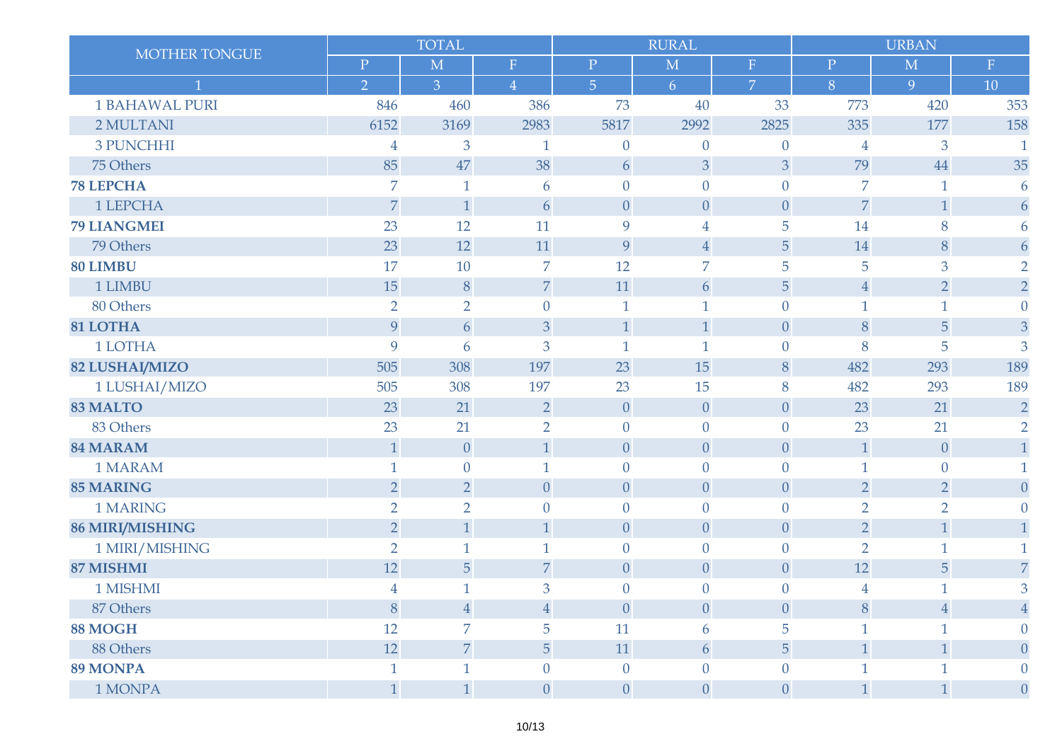| MOTHER TONGUE | TOTAL | | | RURAL | | | URBAN | | |
|---|---|---|---|---|---|---|---|---|---|
| | P | M | F | P | M | F | P | M | F |
| 1 | 2 | 3 | 4 | 5 | 6 | 7 | 8 | 9 | 10 |
| 1 BAHAWAL PURI | 846 | 460 | 386 | 73 | 40 | 33 | 773 | 420 | 353 |
| 2 MULTANI | 6152 | 3169 | 2983 | 5817 | 2992 | 2825 | 335 | 177 | 158 |
| 3 PUNCHHI | 4 | 3 | 1 | 0 | 0 | 0 | 4 | 3 | 1 |
| 75 Others | 85 | 47 | 38 | 6 | 3 | 3 | 79 | 44 | 35 |
| **78 LEPCHA** | 7 | 1 | 6 | 0 | 0 | 0 | 7 | 1 | 6 |
| 1 LEPCHA | 7 | 1 | 6 | 0 | 0 | 0 | 7 | 1 | 6 |
| **79 LIANGMEI** | 23 | 12 | 11 | 9 | 4 | 5 | 14 | 8 | 6 |
| 79 Others | 23 | 12 | 11 | 9 | 4 | 5 | 14 | 8 | 6 |
| **80 LIMBU** | 17 | 10 | 7 | 12 | 7 | 5 | 5 | 3 | 2 |
| 1 LIMBU | 15 | 8 | 7 | 11 | 6 | 5 | 4 | 2 | 2 |
| 80 Others | 2 | 2 | 0 | 1 | 1 | 0 | 1 | 1 | 0 |
| **81 LOTHA** | 9 | 6 | 3 | 1 | 1 | 0 | 8 | 5 | 3 |
| 1 LOTHA | 9 | 6 | 3 | 1 | 1 | 0 | 8 | 5 | 3 |
| **82 LUSHAI/MIZO** | 505 | 308 | 197 | 23 | 15 | 8 | 482 | 293 | 189 |
| 1 LUSHAI/MIZO | 505 | 308 | 197 | 23 | 15 | 8 | 482 | 293 | 189 |
| **83 MALTO** | 23 | 21 | 2 | 0 | 0 | 0 | 23 | 21 | 2 |
| 83 Others | 23 | 21 | 2 | 0 | 0 | 0 | 23 | 21 | 2 |
| **84 MARAM** | 1 | 0 | 1 | 0 | 0 | 0 | 1 | 0 | 1 |
| 1 MARAM | 1 | 0 | 1 | 0 | 0 | 0 | 1 | 0 | 1 |
| **85 MARING** | 2 | 2 | 0 | 0 | 0 | 0 | 2 | 2 | 0 |
| 1 MARING | 2 | 2 | 0 | 0 | 0 | 0 | 2 | 2 | 0 |
| **86 MIRI/MISHING** | 2 | 1 | 1 | 0 | 0 | 0 | 2 | 1 | 1 |
| 1 MIRI/MISHING | 2 | 1 | 1 | 0 | 0 | 0 | 2 | 1 | 1 |
| **87 MISHMI** | 12 | 5 | 7 | 0 | 0 | 0 | 12 | 5 | 7 |
| 1 MISHMI | 4 | 1 | 3 | 0 | 0 | 0 | 4 | 1 | 3 |
| 87 Others | 8 | 4 | 4 | 0 | 0 | 0 | 8 | 4 | 4 |
| **88 MOGH** | 12 | 7 | 5 | 11 | 6 | 5 | 1 | 1 | 0 |
| 88 Others | 12 | 7 | 5 | 11 | 6 | 5 | 1 | 1 | 0 |
| **89 MONPA** | 1 | 1 | 0 | 0 | 0 | 0 | 1 | 1 | 0 |
| 1 MONPA | 1 | 1 | 0 | 0 | 0 | 0 | 1 | 1 | 0 |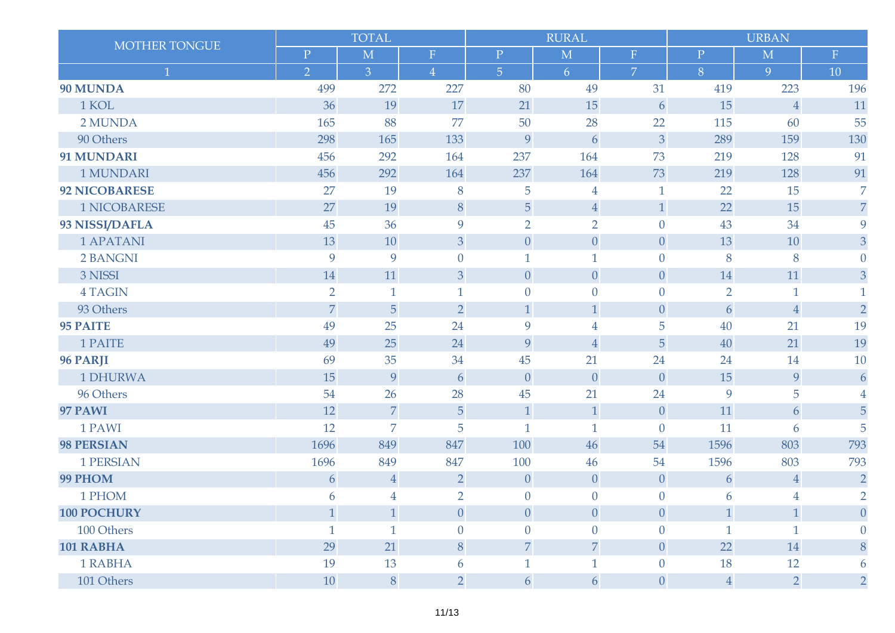| MOTHER TONGUE | TOTAL | | | RURAL | | | URBAN | | |
|---|---|---|---|---|---|---|---|---|---|
| | P | M | F | P | M | F | P | M | F |
| 1 | 2 | 3 | 4 | 5 | 6 | 7 | 8 | 9 | 10 |
| **90 MUNDA** | 499 | 272 | 227 | 80 | 49 | 31 | 419 | 223 | 196 |
| 1 KOL | 36 | 19 | 17 | 21 | 15 | 6 | 15 | 4 | 11 |
| 2 MUNDA | 165 | 88 | 77 | 50 | 28 | 22 | 115 | 60 | 55 |
| 90 Others | 298 | 165 | 133 | 9 | 6 | 3 | 289 | 159 | 130 |
| **91 MUNDARI** | 456 | 292 | 164 | 237 | 164 | 73 | 219 | 128 | 91 |
| 1 MUNDARI | 456 | 292 | 164 | 237 | 164 | 73 | 219 | 128 | 91 |
| **92 NICOBARESE** | 27 | 19 | 8 | 5 | 4 | 1 | 22 | 15 | 7 |
| 1 NICOBARESE | 27 | 19 | 8 | 5 | 4 | 1 | 22 | 15 | 7 |
| **93 NISSI/DAFLA** | 45 | 36 | 9 | 2 | 2 | 0 | 43 | 34 | 9 |
| 1 APATANI | 13 | 10 | 3 | 0 | 0 | 0 | 13 | 10 | 3 |
| 2 BANGNI | 9 | 9 | 0 | 1 | 1 | 0 | 8 | 8 | 0 |
| 3 NISSI | 14 | 11 | 3 | 0 | 0 | 0 | 14 | 11 | 3 |
| 4 TAGIN | 2 | 1 | 1 | 0 | 0 | 0 | 2 | 1 | 1 |
| 93 Others | 7 | 5 | 2 | 1 | 1 | 0 | 6 | 4 | 2 |
| **95 PAITE** | 49 | 25 | 24 | 9 | 4 | 5 | 40 | 21 | 19 |
| 1 PAITE | 49 | 25 | 24 | 9 | 4 | 5 | 40 | 21 | 19 |
| **96 PARJI** | 69 | 35 | 34 | 45 | 21 | 24 | 24 | 14 | 10 |
| 1 DHURWA | 15 | 9 | 6 | 0 | 0 | 0 | 15 | 9 | 6 |
| 96 Others | 54 | 26 | 28 | 45 | 21 | 24 | 9 | 5 | 4 |
| **97 PAWI** | 12 | 7 | 5 | 1 | 1 | 0 | 11 | 6 | 5 |
| 1 PAWI | 12 | 7 | 5 | 1 | 1 | 0 | 11 | 6 | 5 |
| **98 PERSIAN** | 1696 | 849 | 847 | 100 | 46 | 54 | 1596 | 803 | 793 |
| 1 PERSIAN | 1696 | 849 | 847 | 100 | 46 | 54 | 1596 | 803 | 793 |
| **99 PHOM** | 6 | 4 | 2 | 0 | 0 | 0 | 6 | 4 | 2 |
| 1 PHOM | 6 | 4 | 2 | 0 | 0 | 0 | 6 | 4 | 2 |
| **100 POCHURY** | 1 | 1 | 0 | 0 | 0 | 0 | 1 | 1 | 0 |
| 100 Others | 1 | 1 | 0 | 0 | 0 | 0 | 1 | 1 | 0 |
| **101 RABHA** | 29 | 21 | 8 | 7 | 7 | 0 | 22 | 14 | 8 |
| 1 RABHA | 19 | 13 | 6 | 1 | 1 | 0 | 18 | 12 | 6 |
| 101 Others | 10 | 8 | 2 | 6 | 6 | 0 | 4 | 2 | 2 |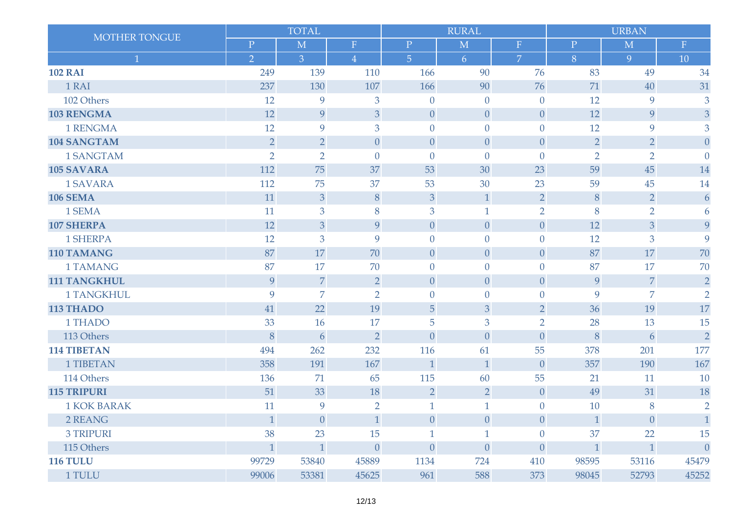| MOTHER TONGUE | TOTAL | | | RURAL | | | URBAN | | |
|---|---|---|---|---|---|---|---|---|---|
| | P | M | F | P | M | F | P | M | F |
| 1 | 2 | 3 | 4 | 5 | 6 | 7 | 8 | 9 | 10 |
| **102 RAI** | 249 | 139 | 110 | 166 | 90 | 76 | 83 | 49 | 34 |
| 1 RAI | 237 | 130 | 107 | 166 | 90 | 76 | 71 | 40 | 31 |
| 102 Others | 12 | 9 | 3 | 0 | 0 | 0 | 12 | 9 | 3 |
| **103 RENGMA** | 12 | 9 | 3 | 0 | 0 | 0 | 12 | 9 | 3 |
| 1 RENGMA | 12 | 9 | 3 | 0 | 0 | 0 | 12 | 9 | 3 |
| **104 SANGTAM** | 2 | 2 | 0 | 0 | 0 | 0 | 2 | 2 | 0 |
| 1 SANGTAM | 2 | 2 | 0 | 0 | 0 | 0 | 2 | 2 | 0 |
| **105 SAVARA** | 112 | 75 | 37 | 53 | 30 | 23 | 59 | 45 | 14 |
| 1 SAVARA | 112 | 75 | 37 | 53 | 30 | 23 | 59 | 45 | 14 |
| **106 SEMA** | 11 | 3 | 8 | 3 | 1 | 2 | 8 | 2 | 6 |
| 1 SEMA | 11 | 3 | 8 | 3 | 1 | 2 | 8 | 2 | 6 |
| **107 SHERPA** | 12 | 3 | 9 | 0 | 0 | 0 | 12 | 3 | 9 |
| 1 SHERPA | 12 | 3 | 9 | 0 | 0 | 0 | 12 | 3 | 9 |
| **110 TAMANG** | 87 | 17 | 70 | 0 | 0 | 0 | 87 | 17 | 70 |
| 1 TAMANG | 87 | 17 | 70 | 0 | 0 | 0 | 87 | 17 | 70 |
| **111 TANGKHUL** | 9 | 7 | 2 | 0 | 0 | 0 | 9 | 7 | 2 |
| 1 TANGKHUL | 9 | 7 | 2 | 0 | 0 | 0 | 9 | 7 | 2 |
| **113 THADO** | 41 | 22 | 19 | 5 | 3 | 2 | 36 | 19 | 17 |
| 1 THADO | 33 | 16 | 17 | 5 | 3 | 2 | 28 | 13 | 15 |
| 113 Others | 8 | 6 | 2 | 0 | 0 | 0 | 8 | 6 | 2 |
| **114 TIBETAN** | 494 | 262 | 232 | 116 | 61 | 55 | 378 | 201 | 177 |
| 1 TIBETAN | 358 | 191 | 167 | 1 | 1 | 0 | 357 | 190 | 167 |
| 114 Others | 136 | 71 | 65 | 115 | 60 | 55 | 21 | 11 | 10 |
| **115 TRIPURI** | 51 | 33 | 18 | 2 | 2 | 0 | 49 | 31 | 18 |
| 1 KOK BARAK | 11 | 9 | 2 | 1 | 1 | 0 | 10 | 8 | 2 |
| 2 REANG | 1 | 0 | 1 | 0 | 0 | 0 | 1 | 0 | 1 |
| 3 TRIPURI | 38 | 23 | 15 | 1 | 1 | 0 | 37 | 22 | 15 |
| 115 Others | 1 | 1 | 0 | 0 | 0 | 0 | 1 | 1 | 0 |
| **116 TULU** | 99729 | 53840 | 45889 | 1134 | 724 | 410 | 98595 | 53116 | 45479 |
| 1 TULU | 99006 | 53381 | 45625 | 961 | 588 | 373 | 98045 | 52793 | 45252 |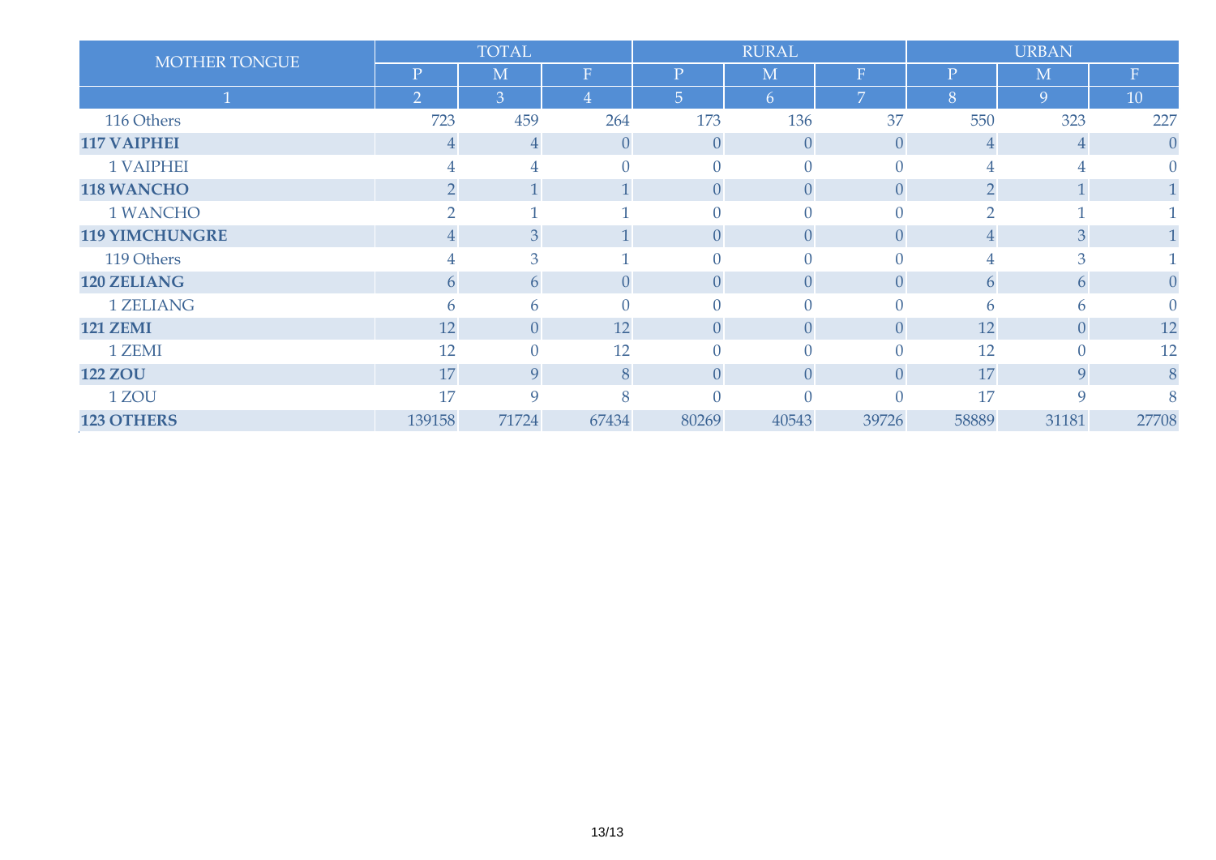| MOTHER TONGUE | TOTAL | | | RURAL | | | URBAN | | |
|---|---|---|---|---|---|---|---|---|---|
| | P | M | F | P | M | F | P | M | F |
| 1 | 2 | 3 | 4 | 5 | 6 | 7 | 8 | 9 | 10 |
| 116 Others | 723 | 459 | 264 | 173 | 136 | 37 | 550 | 323 | 227 |
| **117 VAIPHEI** | 4 | 4 | 0 | 0 | 0 | 0 | 4 | 4 | 0 |
| 1 VAIPHEI | 4 | 4 | 0 | 0 | 0 | 0 | 4 | 4 | 0 |
| **118 WANCHO** | 2 | 1 | 1 | 0 | 0 | 0 | 2 | 1 | 1 |
| 1 WANCHO | 2 | 1 | 1 | 0 | 0 | 0 | 2 | 1 | 1 |
| **119 YIMCHUNGRE** | 4 | 3 | 1 | 0 | 0 | 0 | 4 | 3 | 1 |
| 119 Others | 4 | 3 | 1 | 0 | 0 | 0 | 4 | 3 | 1 |
| **120 ZELIANG** | 6 | 6 | 0 | 0 | 0 | 0 | 6 | 6 | 0 |
| 1 ZELIANG | 6 | 6 | 0 | 0 | 0 | 0 | 6 | 6 | 0 |
| **121 ZEMI** | 12 | 0 | 12 | 0 | 0 | 0 | 12 | 0 | 12 |
| 1 ZEMI | 12 | 0 | 12 | 0 | 0 | 0 | 12 | 0 | 12 |
| **122 ZOU** | 17 | 9 | 8 | 0 | 0 | 0 | 17 | 9 | 8 |
| 1 ZOU | 17 | 9 | 8 | 0 | 0 | 0 | 17 | 9 | 8 |
| **123 OTHERS** | 139158 | 71724 | 67434 | 80269 | 40543 | 39726 | 58889 | 31181 | 27708 |